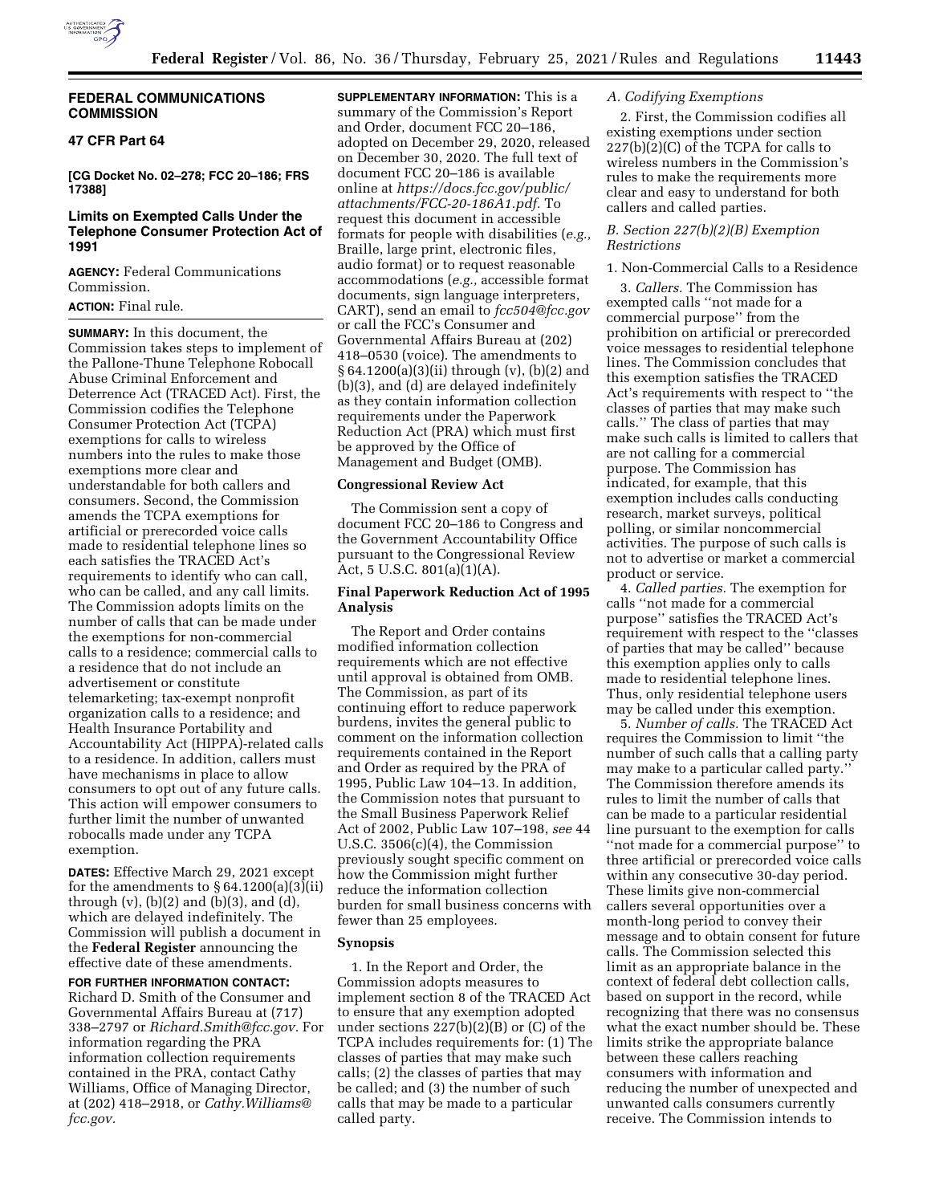**FEDERAL COMMUNICATIONS COMMISSION**

**47 CFR Part 64**

**[CG Docket No. 02–278; FCC 20–186; FRS 17388]**

## Limits on Exempted Calls Under the Telephone Consumer Protection Act of 1991

**AGENCY:** Federal Communications Commission.

**ACTION:** Final rule.

**SUMMARY:** In this document, the Commission takes steps to implement of the Pallone-Thune Telephone Robocall Abuse Criminal Enforcement and Deterrence Act (TRACED Act). First, the Commission codifies the Telephone Consumer Protection Act (TCPA) exemptions for calls to wireless numbers into the rules to make those exemptions more clear and understandable for both callers and consumers. Second, the Commission amends the TCPA exemptions for artificial or prerecorded voice calls made to residential telephone lines so each satisfies the TRACED Act's requirements to identify who can call, who can be called, and any call limits. The Commission adopts limits on the number of calls that can be made under the exemptions for non-commercial calls to a residence; commercial calls to a residence that do not include an advertisement or constitute telemarketing; tax-exempt nonprofit organization calls to a residence; and Health Insurance Portability and Accountability Act (HIPPA)-related calls to a residence. In addition, callers must have mechanisms in place to allow consumers to opt out of any future calls. This action will empower consumers to further limit the number of unwanted robocalls made under any TCPA exemption.

**DATES:** Effective March 29, 2021 except for the amendments to § 64.1200(a)(3)(ii) through (v), (b)(2) and (b)(3), and (d), which are delayed indefinitely. The Commission will publish a document in the **Federal Register** announcing the effective date of these amendments.

**FOR FURTHER INFORMATION CONTACT:** Richard D. Smith of the Consumer and Governmental Affairs Bureau at (717) 338–2797 or *Richard.Smith@fcc.gov.* For information regarding the PRA information collection requirements contained in the PRA, contact Cathy Williams, Office of Managing Director, at (202) 418–2918, or *Cathy.Williams@fcc.gov.*

**SUPPLEMENTARY INFORMATION:** This is a summary of the Commission's Report and Order, document FCC 20–186, adopted on December 29, 2020, released on December 30, 2020. The full text of document FCC 20–186 is available online at *https://docs.fcc.gov/public/attachments/FCC-20-186A1.pdf.* To request this document in accessible formats for people with disabilities (*e.g.,* Braille, large print, electronic files, audio format) or to request reasonable accommodations (*e.g.,* accessible format documents, sign language interpreters, CART), send an email to *fcc504@fcc.gov* or call the FCC's Consumer and Governmental Affairs Bureau at (202) 418–0530 (voice). The amendments to § 64.1200(a)(3)(ii) through (v), (b)(2) and (b)(3), and (d) are delayed indefinitely as they contain information collection requirements under the Paperwork Reduction Act (PRA) which must first be approved by the Office of Management and Budget (OMB).

### Congressional Review Act

The Commission sent a copy of document FCC 20–186 to Congress and the Government Accountability Office pursuant to the Congressional Review Act, 5 U.S.C. 801(a)(1)(A).

### Final Paperwork Reduction Act of 1995 Analysis

The Report and Order contains modified information collection requirements which are not effective until approval is obtained from OMB. The Commission, as part of its continuing effort to reduce paperwork burdens, invites the general public to comment on the information collection requirements contained in the Report and Order as required by the PRA of 1995, Public Law 104–13. In addition, the Commission notes that pursuant to the Small Business Paperwork Relief Act of 2002, Public Law 107–198, *see* 44 U.S.C. 3506(c)(4), the Commission previously sought specific comment on how the Commission might further reduce the information collection burden for small business concerns with fewer than 25 employees.

### Synopsis

1. In the Report and Order, the Commission adopts measures to implement section 8 of the TRACED Act to ensure that any exemption adopted under sections 227(b)(2)(B) or (C) of the TCPA includes requirements for: (1) The classes of parties that may make such calls; (2) the classes of parties that may be called; and (3) the number of such calls that may be made to a particular called party.

#### *A. Codifying Exemptions*

2. First, the Commission codifies all existing exemptions under section 227(b)(2)(C) of the TCPA for calls to wireless numbers in the Commission's rules to make the requirements more clear and easy to understand for both callers and called parties.

#### *B. Section 227(b)(2)(B) Exemption Restrictions*

1. Non-Commercial Calls to a Residence

3. *Callers.* The Commission has exempted calls ''not made for a commercial purpose'' from the prohibition on artificial or prerecorded voice messages to residential telephone lines. The Commission concludes that this exemption satisfies the TRACED Act's requirements with respect to ''the classes of parties that may make such calls.'' The class of parties that may make such calls is limited to callers that are not calling for a commercial purpose. The Commission has indicated, for example, that this exemption includes calls conducting research, market surveys, political polling, or similar noncommercial activities. The purpose of such calls is not to advertise or market a commercial product or service.

4. *Called parties.* The exemption for calls ''not made for a commercial purpose'' satisfies the TRACED Act's requirement with respect to the ''classes of parties that may be called'' because this exemption applies only to calls made to residential telephone lines. Thus, only residential telephone users may be called under this exemption.

5. *Number of calls.* The TRACED Act requires the Commission to limit ''the number of such calls that a calling party may make to a particular called party.'' The Commission therefore amends its rules to limit the number of calls that can be made to a particular residential line pursuant to the exemption for calls ''not made for a commercial purpose'' to three artificial or prerecorded voice calls within any consecutive 30-day period. These limits give non-commercial callers several opportunities over a month-long period to convey their message and to obtain consent for future calls. The Commission selected this limit as an appropriate balance in the context of federal debt collection calls, based on support in the record, while recognizing that there was no consensus what the exact number should be. These limits strike the appropriate balance between these callers reaching consumers with information and reducing the number of unexpected and unwanted calls consumers currently receive. The Commission intends to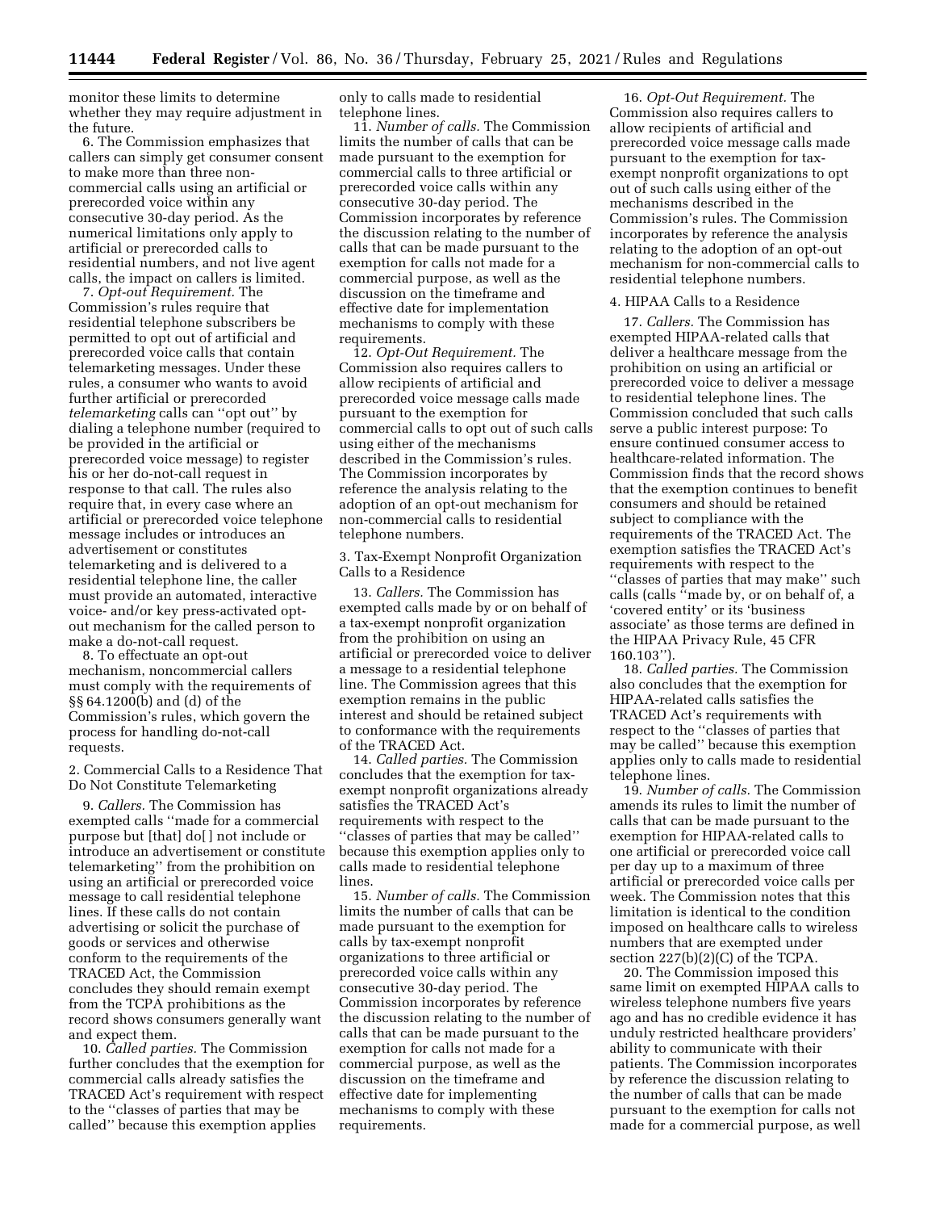monitor these limits to determine whether they may require adjustment in the future.

6. The Commission emphasizes that callers can simply get consumer consent to make more than three non-commercial calls using an artificial or prerecorded voice within any consecutive 30-day period. As the numerical limitations only apply to artificial or prerecorded calls to residential numbers, and not live agent calls, the impact on callers is limited.

7. *Opt-out Requirement.* The Commission's rules require that residential telephone subscribers be permitted to opt out of artificial and prerecorded voice calls that contain telemarketing messages. Under these rules, a consumer who wants to avoid further artificial or prerecorded *telemarketing* calls can ''opt out'' by dialing a telephone number (required to be provided in the artificial or prerecorded voice message) to register his or her do-not-call request in response to that call. The rules also require that, in every case where an artificial or prerecorded voice telephone message includes or introduces an advertisement or constitutes telemarketing and is delivered to a residential telephone line, the caller must provide an automated, interactive voice- and/or key press-activated opt-out mechanism for the called person to make a do-not-call request.

8. To effectuate an opt-out mechanism, noncommercial callers must comply with the requirements of §§ 64.1200(b) and (d) of the Commission's rules, which govern the process for handling do-not-call requests.

2. Commercial Calls to a Residence That Do Not Constitute Telemarketing

9. *Callers.* The Commission has exempted calls ''made for a commercial purpose but [that] do[ ] not include or introduce an advertisement or constitute telemarketing'' from the prohibition on using an artificial or prerecorded voice message to call residential telephone lines. If these calls do not contain advertising or solicit the purchase of goods or services and otherwise conform to the requirements of the TRACED Act, the Commission concludes they should remain exempt from the TCPA prohibitions as the record shows consumers generally want and expect them.

10. *Called parties.* The Commission further concludes that the exemption for commercial calls already satisfies the TRACED Act's requirement with respect to the ''classes of parties that may be called'' because this exemption applies only to calls made to residential telephone lines.

11. *Number of calls.* The Commission limits the number of calls that can be made pursuant to the exemption for commercial calls to three artificial or prerecorded voice calls within any consecutive 30-day period. The Commission incorporates by reference the discussion relating to the number of calls that can be made pursuant to the exemption for calls not made for a commercial purpose, as well as the discussion on the timeframe and effective date for implementation mechanisms to comply with these requirements.

12. *Opt-Out Requirement.* The Commission also requires callers to allow recipients of artificial and prerecorded voice message calls made pursuant to the exemption for commercial calls to opt out of such calls using either of the mechanisms described in the Commission's rules. The Commission incorporates by reference the analysis relating to the adoption of an opt-out mechanism for non-commercial calls to residential telephone numbers.

3. Tax-Exempt Nonprofit Organization Calls to a Residence

13. *Callers.* The Commission has exempted calls made by or on behalf of a tax-exempt nonprofit organization from the prohibition on using an artificial or prerecorded voice to deliver a message to a residential telephone line. The Commission agrees that this exemption remains in the public interest and should be retained subject to conformance with the requirements of the TRACED Act.

14. *Called parties.* The Commission concludes that the exemption for tax-exempt nonprofit organizations already satisfies the TRACED Act's requirements with respect to the ''classes of parties that may be called'' because this exemption applies only to calls made to residential telephone lines.

15. *Number of calls.* The Commission limits the number of calls that can be made pursuant to the exemption for calls by tax-exempt nonprofit organizations to three artificial or prerecorded voice calls within any consecutive 30-day period. The Commission incorporates by reference the discussion relating to the number of calls that can be made pursuant to the exemption for calls not made for a commercial purpose, as well as the discussion on the timeframe and effective date for implementing mechanisms to comply with these requirements.

16. *Opt-Out Requirement.* The Commission also requires callers to allow recipients of artificial and prerecorded voice message calls made pursuant to the exemption for tax-exempt nonprofit organizations to opt out of such calls using either of the mechanisms described in the Commission's rules. The Commission incorporates by reference the analysis relating to the adoption of an opt-out mechanism for non-commercial calls to residential telephone numbers.

4. HIPAA Calls to a Residence

17. *Callers.* The Commission has exempted HIPAA-related calls that deliver a healthcare message from the prohibition on using an artificial or prerecorded voice to deliver a message to residential telephone lines. The Commission concluded that such calls serve a public interest purpose: To ensure continued consumer access to healthcare-related information. The Commission finds that the record shows that the exemption continues to benefit consumers and should be retained subject to compliance with the requirements of the TRACED Act. The exemption satisfies the TRACED Act's requirements with respect to the ''classes of parties that may make'' such calls (calls ''made by, or on behalf of, a 'covered entity' or its 'business associate' as those terms are defined in the HIPAA Privacy Rule, 45 CFR 160.103'').

18. *Called parties.* The Commission also concludes that the exemption for HIPAA-related calls satisfies the TRACED Act's requirements with respect to the ''classes of parties that may be called'' because this exemption applies only to calls made to residential telephone lines.

19. *Number of calls.* The Commission amends its rules to limit the number of calls that can be made pursuant to the exemption for HIPAA-related calls to one artificial or prerecorded voice call per day up to a maximum of three artificial or prerecorded voice calls per week. The Commission notes that this limitation is identical to the condition imposed on healthcare calls to wireless numbers that are exempted under section 227(b)(2)(C) of the TCPA.

20. The Commission imposed this same limit on exempted HIPAA calls to wireless telephone numbers five years ago and has no credible evidence it has unduly restricted healthcare providers' ability to communicate with their patients. The Commission incorporates by reference the discussion relating to the number of calls that can be made pursuant to the exemption for calls not made for a commercial purpose, as well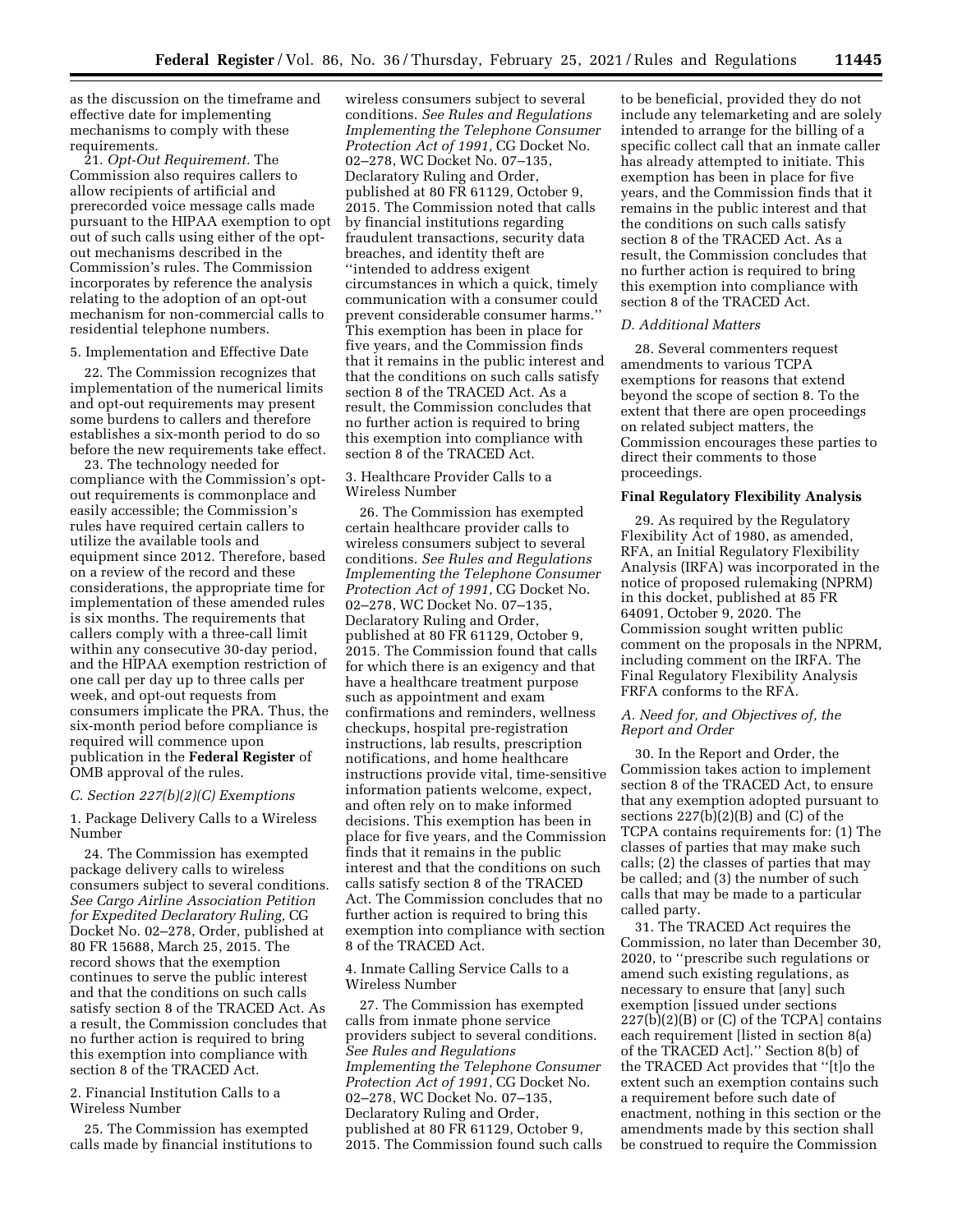as the discussion on the timeframe and effective date for implementing mechanisms to comply with these requirements.

21. *Opt-Out Requirement.* The Commission also requires callers to allow recipients of artificial and prerecorded voice message calls made pursuant to the HIPAA exemption to opt out of such calls using either of the opt-out mechanisms described in the Commission's rules. The Commission incorporates by reference the analysis relating to the adoption of an opt-out mechanism for non-commercial calls to residential telephone numbers.

5. Implementation and Effective Date

22. The Commission recognizes that implementation of the numerical limits and opt-out requirements may present some burdens to callers and therefore establishes a six-month period to do so before the new requirements take effect.

23. The technology needed for compliance with the Commission's opt-out requirements is commonplace and easily accessible; the Commission's rules have required certain callers to utilize the available tools and equipment since 2012. Therefore, based on a review of the record and these considerations, the appropriate time for implementation of these amended rules is six months. The requirements that callers comply with a three-call limit within any consecutive 30-day period, and the HIPAA exemption restriction of one call per day up to three calls per week, and opt-out requests from consumers implicate the PRA. Thus, the six-month period before compliance is required will commence upon publication in the **Federal Register** of OMB approval of the rules.

### *C. Section 227(b)(2)(C) Exemptions*

1. Package Delivery Calls to a Wireless Number

24. The Commission has exempted package delivery calls to wireless consumers subject to several conditions. *See Cargo Airline Association Petition for Expedited Declaratory Ruling,* CG Docket No. 02–278, Order, published at 80 FR 15688, March 25, 2015. The record shows that the exemption continues to serve the public interest and that the conditions on such calls satisfy section 8 of the TRACED Act. As a result, the Commission concludes that no further action is required to bring this exemption into compliance with section 8 of the TRACED Act.

2. Financial Institution Calls to a Wireless Number

25. The Commission has exempted calls made by financial institutions to wireless consumers subject to several conditions. *See Rules and Regulations Implementing the Telephone Consumer Protection Act of 1991,* CG Docket No. 02–278, WC Docket No. 07–135, Declaratory Ruling and Order, published at 80 FR 61129, October 9, 2015. The Commission noted that calls by financial institutions regarding fraudulent transactions, security data breaches, and identity theft are ''intended to address exigent circumstances in which a quick, timely communication with a consumer could prevent considerable consumer harms.'' This exemption has been in place for five years, and the Commission finds that it remains in the public interest and that the conditions on such calls satisfy section 8 of the TRACED Act. As a result, the Commission concludes that no further action is required to bring this exemption into compliance with section 8 of the TRACED Act.

3. Healthcare Provider Calls to a Wireless Number

26. The Commission has exempted certain healthcare provider calls to wireless consumers subject to several conditions. *See Rules and Regulations Implementing the Telephone Consumer Protection Act of 1991,* CG Docket No. 02–278, WC Docket No. 07–135, Declaratory Ruling and Order, published at 80 FR 61129, October 9, 2015. The Commission found that calls for which there is an exigency and that have a healthcare treatment purpose such as appointment and exam confirmations and reminders, wellness checkups, hospital pre-registration instructions, lab results, prescription notifications, and home healthcare instructions provide vital, time-sensitive information patients welcome, expect, and often rely on to make informed decisions. This exemption has been in place for five years, and the Commission finds that it remains in the public interest and that the conditions on such calls satisfy section 8 of the TRACED Act. The Commission concludes that no further action is required to bring this exemption into compliance with section 8 of the TRACED Act.

4. Inmate Calling Service Calls to a Wireless Number

27. The Commission has exempted calls from inmate phone service providers subject to several conditions. *See Rules and Regulations Implementing the Telephone Consumer Protection Act of 1991,* CG Docket No. 02–278, WC Docket No. 07–135, Declaratory Ruling and Order, published at 80 FR 61129, October 9, 2015. The Commission found such calls to be beneficial, provided they do not include any telemarketing and are solely intended to arrange for the billing of a specific collect call that an inmate caller has already attempted to initiate. This exemption has been in place for five years, and the Commission finds that it remains in the public interest and that the conditions on such calls satisfy section 8 of the TRACED Act. As a result, the Commission concludes that no further action is required to bring this exemption into compliance with section 8 of the TRACED Act.

### *D. Additional Matters*

28. Several commenters request amendments to various TCPA exemptions for reasons that extend beyond the scope of section 8. To the extent that there are open proceedings on related subject matters, the Commission encourages these parties to direct their comments to those proceedings.

## **Final Regulatory Flexibility Analysis**

29. As required by the Regulatory Flexibility Act of 1980, as amended, RFA, an Initial Regulatory Flexibility Analysis (IRFA) was incorporated in the notice of proposed rulemaking (NPRM) in this docket, published at 85 FR 64091, October 9, 2020. The Commission sought written public comment on the proposals in the NPRM, including comment on the IRFA. The Final Regulatory Flexibility Analysis FRFA conforms to the RFA.

### *A. Need for, and Objectives of, the Report and Order*

30. In the Report and Order, the Commission takes action to implement section 8 of the TRACED Act, to ensure that any exemption adopted pursuant to sections 227(b)(2)(B) and (C) of the TCPA contains requirements for: (1) The classes of parties that may make such calls; (2) the classes of parties that may be called; and (3) the number of such calls that may be made to a particular called party.

31. The TRACED Act requires the Commission, no later than December 30, 2020, to ''prescribe such regulations or amend such existing regulations, as necessary to ensure that [any] such exemption [issued under sections 227(b)(2)(B) or (C) of the TCPA] contains each requirement [listed in section 8(a) of the TRACED Act].'' Section 8(b) of the TRACED Act provides that ''[t]o the extent such an exemption contains such a requirement before such date of enactment, nothing in this section or the amendments made by this section shall be construed to require the Commission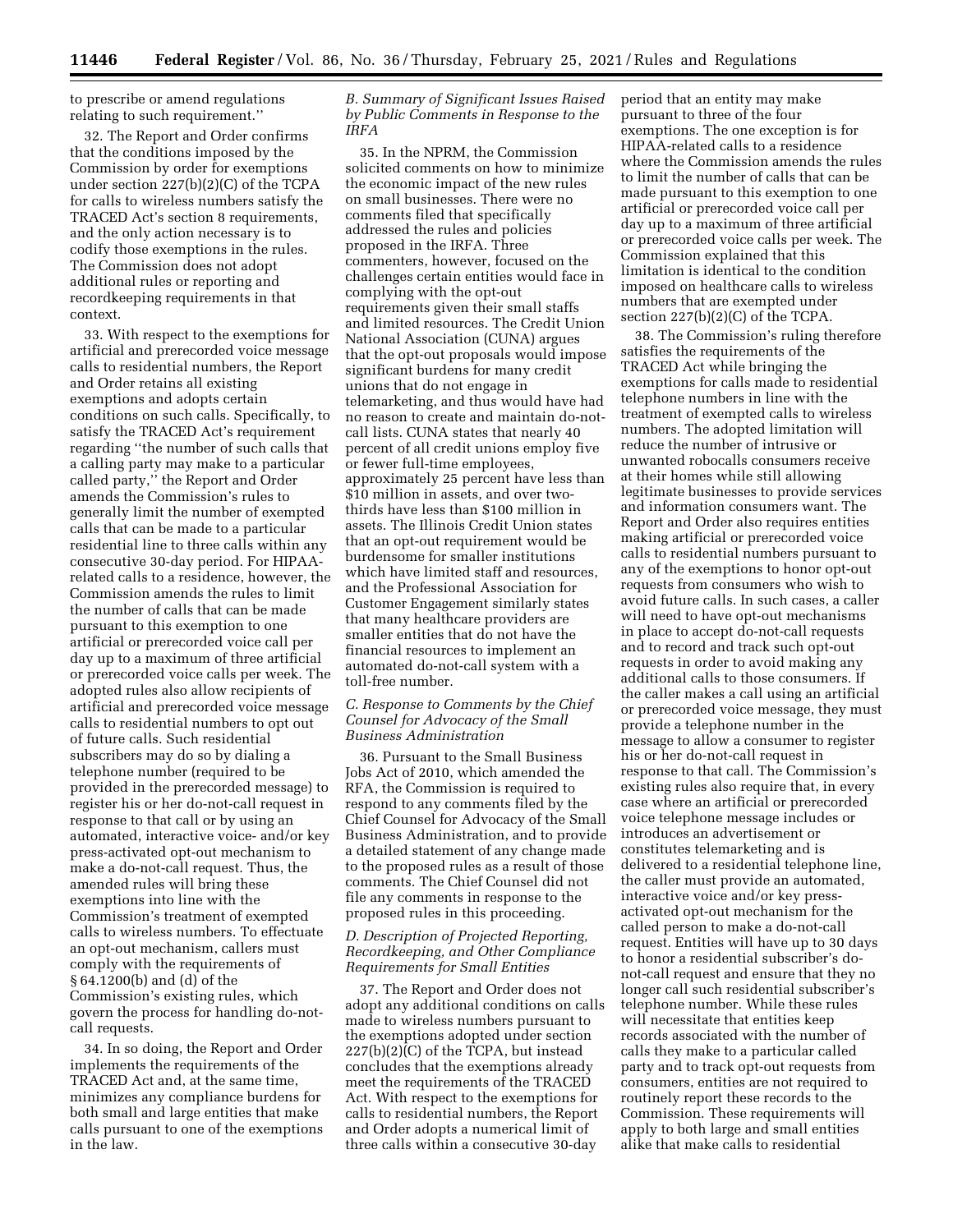to prescribe or amend regulations relating to such requirement.''

32. The Report and Order confirms that the conditions imposed by the Commission by order for exemptions under section 227(b)(2)(C) of the TCPA for calls to wireless numbers satisfy the TRACED Act's section 8 requirements, and the only action necessary is to codify those exemptions in the rules. The Commission does not adopt additional rules or reporting and recordkeeping requirements in that context.

33. With respect to the exemptions for artificial and prerecorded voice message calls to residential numbers, the Report and Order retains all existing exemptions and adopts certain conditions on such calls. Specifically, to satisfy the TRACED Act's requirement regarding ''the number of such calls that a calling party may make to a particular called party,'' the Report and Order amends the Commission's rules to generally limit the number of exempted calls that can be made to a particular residential line to three calls within any consecutive 30-day period. For HIPAA-related calls to a residence, however, the Commission amends the rules to limit the number of calls that can be made pursuant to this exemption to one artificial or prerecorded voice call per day up to a maximum of three artificial or prerecorded voice calls per week. The adopted rules also allow recipients of artificial and prerecorded voice message calls to residential numbers to opt out of future calls. Such residential subscribers may do so by dialing a telephone number (required to be provided in the prerecorded message) to register his or her do-not-call request in response to that call or by using an automated, interactive voice- and/or key press-activated opt-out mechanism to make a do-not-call request. Thus, the amended rules will bring these exemptions into line with the Commission's treatment of exempted calls to wireless numbers. To effectuate an opt-out mechanism, callers must comply with the requirements of § 64.1200(b) and (d) of the Commission's existing rules, which govern the process for handling do-not-call requests.

34. In so doing, the Report and Order implements the requirements of the TRACED Act and, at the same time, minimizes any compliance burdens for both small and large entities that make calls pursuant to one of the exemptions in the law.

### *B. Summary of Significant Issues Raised by Public Comments in Response to the IRFA*

35. In the NPRM, the Commission solicited comments on how to minimize the economic impact of the new rules on small businesses. There were no comments filed that specifically addressed the rules and policies proposed in the IRFA. Three commenters, however, focused on the challenges certain entities would face in complying with the opt-out requirements given their small staffs and limited resources. The Credit Union National Association (CUNA) argues that the opt-out proposals would impose significant burdens for many credit unions that do not engage in telemarketing, and thus would have had no reason to create and maintain do-not-call lists. CUNA states that nearly 40 percent of all credit unions employ five or fewer full-time employees, approximately 25 percent have less than $10 million in assets, and over two-thirds have less than $100 million in assets. The Illinois Credit Union states that an opt-out requirement would be burdensome for smaller institutions which have limited staff and resources, and the Professional Association for Customer Engagement similarly states that many healthcare providers are smaller entities that do not have the financial resources to implement an automated do-not-call system with a toll-free number.

### *C. Response to Comments by the Chief Counsel for Advocacy of the Small Business Administration*

36. Pursuant to the Small Business Jobs Act of 2010, which amended the RFA, the Commission is required to respond to any comments filed by the Chief Counsel for Advocacy of the Small Business Administration, and to provide a detailed statement of any change made to the proposed rules as a result of those comments. The Chief Counsel did not file any comments in response to the proposed rules in this proceeding.

### *D. Description of Projected Reporting, Recordkeeping, and Other Compliance Requirements for Small Entities*

37. The Report and Order does not adopt any additional conditions on calls made to wireless numbers pursuant to the exemptions adopted under section 227(b)(2)(C) of the TCPA, but instead concludes that the exemptions already meet the requirements of the TRACED Act. With respect to the exemptions for calls to residential numbers, the Report and Order adopts a numerical limit of three calls within a consecutive 30-day period that an entity may make pursuant to three of the four exemptions. The one exception is for HIPAA-related calls to a residence where the Commission amends the rules to limit the number of calls that can be made pursuant to this exemption to one artificial or prerecorded voice call per day up to a maximum of three artificial or prerecorded voice calls per week. The Commission explained that this limitation is identical to the condition imposed on healthcare calls to wireless numbers that are exempted under section 227(b)(2)(C) of the TCPA.

38. The Commission's ruling therefore satisfies the requirements of the TRACED Act while bringing the exemptions for calls made to residential telephone numbers in line with the treatment of exempted calls to wireless numbers. The adopted limitation will reduce the number of intrusive or unwanted robocalls consumers receive at their homes while still allowing legitimate businesses to provide services and information consumers want. The Report and Order also requires entities making artificial or prerecorded voice calls to residential numbers pursuant to any of the exemptions to honor opt-out requests from consumers who wish to avoid future calls. In such cases, a caller will need to have opt-out mechanisms in place to accept do-not-call requests and to record and track such opt-out requests in order to avoid making any additional calls to those consumers. If the caller makes a call using an artificial or prerecorded voice message, they must provide a telephone number in the message to allow a consumer to register his or her do-not-call request in response to that call. The Commission's existing rules also require that, in every case where an artificial or prerecorded voice telephone message includes or introduces an advertisement or constitutes telemarketing and is delivered to a residential telephone line, the caller must provide an automated, interactive voice and/or key press-activated opt-out mechanism for the called person to make a do-not-call request. Entities will have up to 30 days to honor a residential subscriber's do-not-call request and ensure that they no longer call such residential subscriber's telephone number. While these rules will necessitate that entities keep records associated with the number of calls they make to a particular called party and to track opt-out requests from consumers, entities are not required to routinely report these records to the Commission. These requirements will apply to both large and small entities alike that make calls to residential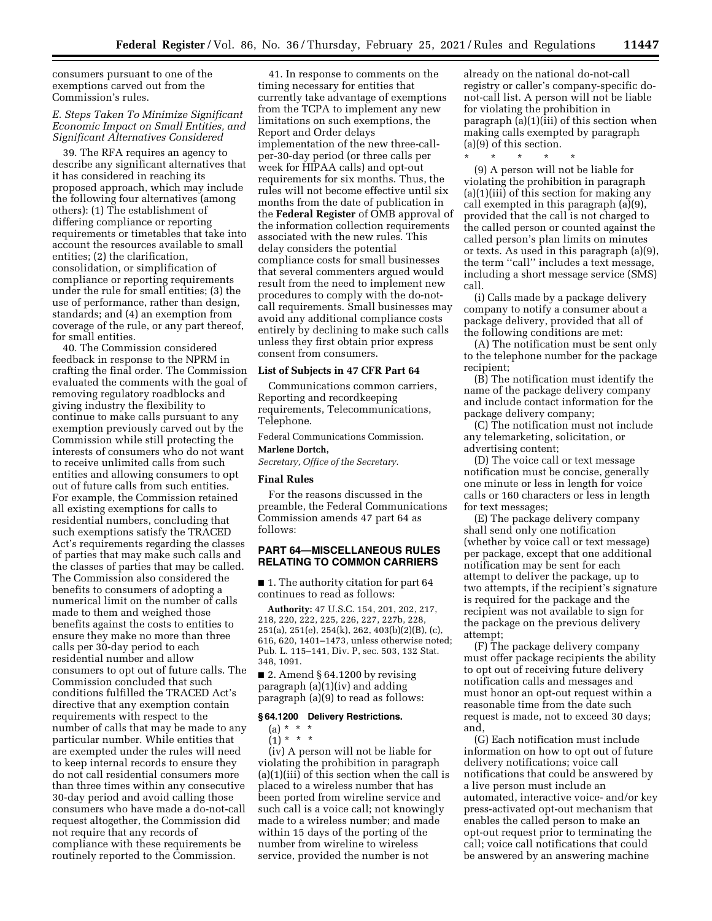consumers pursuant to one of the exemptions carved out from the Commission's rules.

### *E. Steps Taken To Minimize Significant Economic Impact on Small Entities, and Significant Alternatives Considered*

39. The RFA requires an agency to describe any significant alternatives that it has considered in reaching its proposed approach, which may include the following four alternatives (among others): (1) The establishment of differing compliance or reporting requirements or timetables that take into account the resources available to small entities; (2) the clarification, consolidation, or simplification of compliance or reporting requirements under the rule for small entities; (3) the use of performance, rather than design, standards; and (4) an exemption from coverage of the rule, or any part thereof, for small entities.

40. The Commission considered feedback in response to the NPRM in crafting the final order. The Commission evaluated the comments with the goal of removing regulatory roadblocks and giving industry the flexibility to continue to make calls pursuant to any exemption previously carved out by the Commission while still protecting the interests of consumers who do not want to receive unlimited calls from such entities and allowing consumers to opt out of future calls from such entities. For example, the Commission retained all existing exemptions for calls to residential numbers, concluding that such exemptions satisfy the TRACED Act's requirements regarding the classes of parties that may make such calls and the classes of parties that may be called. The Commission also considered the benefits to consumers of adopting a numerical limit on the number of calls made to them and weighed those benefits against the costs to entities to ensure they make no more than three calls per 30-day period to each residential number and allow consumers to opt out of future calls. The Commission concluded that such conditions fulfilled the TRACED Act's directive that any exemption contain requirements with respect to the number of calls that may be made to any particular number. While entities that are exempted under the rules will need to keep internal records to ensure they do not call residential consumers more than three times within any consecutive 30-day period and avoid calling those consumers who have made a do-not-call request altogether, the Commission did not require that any records of compliance with these requirements be routinely reported to the Commission.

41. In response to comments on the timing necessary for entities that currently take advantage of exemptions from the TCPA to implement any new limitations on such exemptions, the Report and Order delays implementation of the new three-call-per-30-day period (or three calls per week for HIPAA calls) and opt-out requirements for six months. Thus, the rules will not become effective until six months from the date of publication in the **Federal Register** of OMB approval of the information collection requirements associated with the new rules. This delay considers the potential compliance costs for small businesses that several commenters argued would result from the need to implement new procedures to comply with the do-not-call requirements. Small businesses may avoid any additional compliance costs entirely by declining to make such calls unless they first obtain prior express consent from consumers.

### List of Subjects in 47 CFR Part 64

Communications common carriers, Reporting and recordkeeping requirements, Telecommunications, Telephone.

Federal Communications Commission.

**Marlene Dortch,**

*Secretary, Office of the Secretary.*

### Final Rules

For the reasons discussed in the preamble, the Federal Communications Commission amends 47 part 64 as follows:

## PART 64—MISCELLANEOUS RULES RELATING TO COMMON CARRIERS

■ 1. The authority citation for part 64 continues to read as follows:

**Authority:** 47 U.S.C. 154, 201, 202, 217, 218, 220, 222, 225, 226, 227, 227b, 228, 251(a), 251(e), 254(k), 262, 403(b)(2)(B), (c), 616, 620, 1401–1473, unless otherwise noted; Pub. L. 115–141, Div. P, sec. 503, 132 Stat. 348, 1091.

■ 2. Amend § 64.1200 by revising paragraph (a)(1)(iv) and adding paragraph (a)(9) to read as follows:

### § 64.1200 Delivery Restrictions.

(a) * * *

(1) * * *

(iv) A person will not be liable for violating the prohibition in paragraph (a)(1)(iii) of this section when the call is placed to a wireless number that has been ported from wireline service and such call is a voice call; not knowingly made to a wireless number; and made within 15 days of the porting of the number from wireline to wireless service, provided the number is not already on the national do-not-call registry or caller's company-specific do-not-call list. A person will not be liable for violating the prohibition in paragraph (a)(1)(iii) of this section when making calls exempted by paragraph (a)(9) of this section.

\* \* \* \* \*

(9) A person will not be liable for violating the prohibition in paragraph (a)(1)(iii) of this section for making any call exempted in this paragraph (a)(9), provided that the call is not charged to the called person or counted against the called person's plan limits on minutes or texts. As used in this paragraph (a)(9), the term ''call'' includes a text message, including a short message service (SMS) call.

(i) Calls made by a package delivery company to notify a consumer about a package delivery, provided that all of the following conditions are met:

(A) The notification must be sent only to the telephone number for the package recipient;

(B) The notification must identify the name of the package delivery company and include contact information for the package delivery company;

(C) The notification must not include any telemarketing, solicitation, or advertising content;

(D) The voice call or text message notification must be concise, generally one minute or less in length for voice calls or 160 characters or less in length for text messages;

(E) The package delivery company shall send only one notification (whether by voice call or text message) per package, except that one additional notification may be sent for each attempt to deliver the package, up to two attempts, if the recipient's signature is required for the package and the recipient was not available to sign for the package on the previous delivery attempt;

(F) The package delivery company must offer package recipients the ability to opt out of receiving future delivery notification calls and messages and must honor an opt-out request within a reasonable time from the date such request is made, not to exceed 30 days; and,

(G) Each notification must include information on how to opt out of future delivery notifications; voice call notifications that could be answered by a live person must include an automated, interactive voice- and/or key press-activated opt-out mechanism that enables the called person to make an opt-out request prior to terminating the call; voice call notifications that could be answered by an answering machine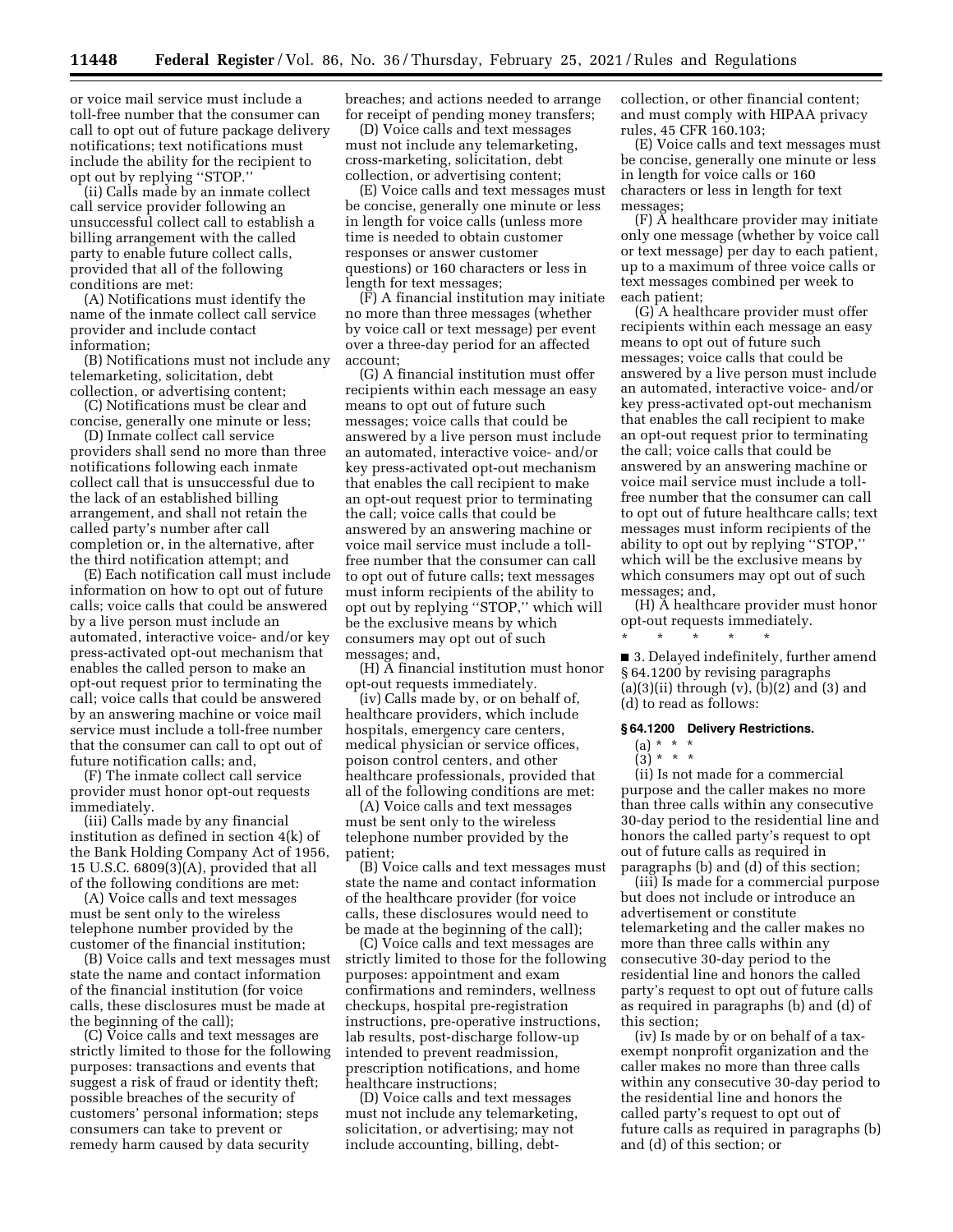or voice mail service must include a toll-free number that the consumer can call to opt out of future package delivery notifications; text notifications must include the ability for the recipient to opt out by replying ''STOP.''

(ii) Calls made by an inmate collect call service provider following an unsuccessful collect call to establish a billing arrangement with the called party to enable future collect calls, provided that all of the following conditions are met:

(A) Notifications must identify the name of the inmate collect call service provider and include contact information;

(B) Notifications must not include any telemarketing, solicitation, debt collection, or advertising content;

(C) Notifications must be clear and concise, generally one minute or less;

(D) Inmate collect call service providers shall send no more than three notifications following each inmate collect call that is unsuccessful due to the lack of an established billing arrangement, and shall not retain the called party's number after call completion or, in the alternative, after the third notification attempt; and

(E) Each notification call must include information on how to opt out of future calls; voice calls that could be answered by a live person must include an automated, interactive voice- and/or key press-activated opt-out mechanism that enables the called person to make an opt-out request prior to terminating the call; voice calls that could be answered by an answering machine or voice mail service must include a toll-free number that the consumer can call to opt out of future notification calls; and,

(F) The inmate collect call service provider must honor opt-out requests immediately.

(iii) Calls made by any financial institution as defined in section 4(k) of the Bank Holding Company Act of 1956, 15 U.S.C. 6809(3)(A), provided that all of the following conditions are met:

(A) Voice calls and text messages must be sent only to the wireless telephone number provided by the customer of the financial institution;

(B) Voice calls and text messages must state the name and contact information of the financial institution (for voice calls, these disclosures must be made at the beginning of the call);

(C) Voice calls and text messages are strictly limited to those for the following purposes: transactions and events that suggest a risk of fraud or identity theft; possible breaches of the security of customers' personal information; steps consumers can take to prevent or remedy harm caused by data security breaches; and actions needed to arrange for receipt of pending money transfers;

(D) Voice calls and text messages must not include any telemarketing, cross-marketing, solicitation, debt collection, or advertising content;

(E) Voice calls and text messages must be concise, generally one minute or less in length for voice calls (unless more time is needed to obtain customer responses or answer customer questions) or 160 characters or less in length for text messages;

(F) A financial institution may initiate no more than three messages (whether by voice call or text message) per event over a three-day period for an affected account;

(G) A financial institution must offer recipients within each message an easy means to opt out of future such messages; voice calls that could be answered by a live person must include an automated, interactive voice- and/or key press-activated opt-out mechanism that enables the call recipient to make an opt-out request prior to terminating the call; voice calls that could be answered by an answering machine or voice mail service must include a toll-free number that the consumer can call to opt out of future calls; text messages must inform recipients of the ability to opt out by replying ''STOP,'' which will be the exclusive means by which consumers may opt out of such messages; and,

(H) A financial institution must honor opt-out requests immediately.

(iv) Calls made by, or on behalf of, healthcare providers, which include hospitals, emergency care centers, medical physician or service offices, poison control centers, and other healthcare professionals, provided that all of the following conditions are met:

(A) Voice calls and text messages must be sent only to the wireless telephone number provided by the patient;

(B) Voice calls and text messages must state the name and contact information of the healthcare provider (for voice calls, these disclosures would need to be made at the beginning of the call);

(C) Voice calls and text messages are strictly limited to those for the following purposes: appointment and exam confirmations and reminders, wellness checkups, hospital pre-registration instructions, pre-operative instructions, lab results, post-discharge follow-up intended to prevent readmission, prescription notifications, and home healthcare instructions;

(D) Voice calls and text messages must not include any telemarketing, solicitation, or advertising; may not include accounting, billing, debt-collection, or other financial content; and must comply with HIPAA privacy rules, 45 CFR 160.103;

(E) Voice calls and text messages must be concise, generally one minute or less in length for voice calls or 160 characters or less in length for text messages;

(F) A healthcare provider may initiate only one message (whether by voice call or text message) per day to each patient, up to a maximum of three voice calls or text messages combined per week to each patient;

(G) A healthcare provider must offer recipients within each message an easy means to opt out of future such messages; voice calls that could be answered by a live person must include an automated, interactive voice- and/or key press-activated opt-out mechanism that enables the call recipient to make an opt-out request prior to terminating the call; voice calls that could be answered by an answering machine or voice mail service must include a toll-free number that the consumer can call to opt out of future healthcare calls; text messages must inform recipients of the ability to opt out by replying ''STOP,'' which will be the exclusive means by which consumers may opt out of such messages; and,

(H) A healthcare provider must honor opt-out requests immediately.

\* \* \* \* \*

■ 3. Delayed indefinitely, further amend § 64.1200 by revising paragraphs (a)(3)(ii) through (v), (b)(2) and (3) and (d) to read as follows:

**§ 64.1200 Delivery Restrictions.**

(a) \* \* \*

(3) \* \* \*

(ii) Is not made for a commercial purpose and the caller makes no more than three calls within any consecutive 30-day period to the residential line and honors the called party's request to opt out of future calls as required in paragraphs (b) and (d) of this section;

(iii) Is made for a commercial purpose but does not include or introduce an advertisement or constitute telemarketing and the caller makes no more than three calls within any consecutive 30-day period to the residential line and honors the called party's request to opt out of future calls as required in paragraphs (b) and (d) of this section;

(iv) Is made by or on behalf of a tax-exempt nonprofit organization and the caller makes no more than three calls within any consecutive 30-day period to the residential line and honors the called party's request to opt out of future calls as required in paragraphs (b) and (d) of this section; or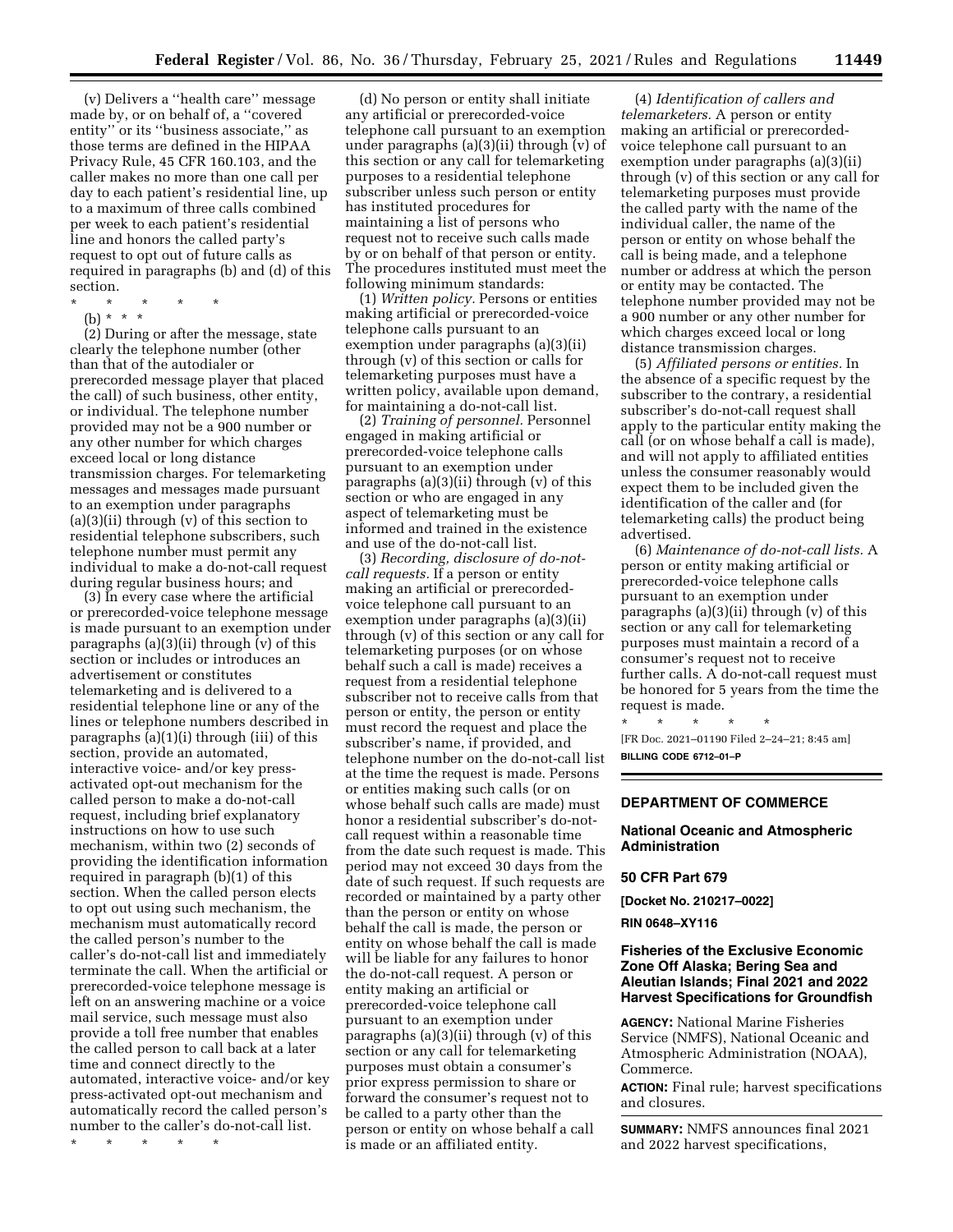(v) Delivers a "health care" message made by, or on behalf of, a "covered entity" or its "business associate," as those terms are defined in the HIPAA Privacy Rule, 45 CFR 160.103, and the caller makes no more than one call per day to each patient's residential line, up to a maximum of three calls combined per week to each patient's residential line and honors the called party's request to opt out of future calls as required in paragraphs (b) and (d) of this section.

\* \* \* \* \*

(b) \* \* \*

(2) During or after the message, state clearly the telephone number (other than that of the autodialer or prerecorded message player that placed the call) of such business, other entity, or individual. The telephone number provided may not be a 900 number or any other number for which charges exceed local or long distance transmission charges. For telemarketing messages and messages made pursuant to an exemption under paragraphs (a)(3)(ii) through (v) of this section to residential telephone subscribers, such telephone number must permit any individual to make a do-not-call request during regular business hours; and

(3) In every case where the artificial or prerecorded-voice telephone message is made pursuant to an exemption under paragraphs (a)(3)(ii) through (v) of this section or includes or introduces an advertisement or constitutes telemarketing and is delivered to a residential telephone line or any of the lines or telephone numbers described in paragraphs (a)(1)(i) through (iii) of this section, provide an automated, interactive voice- and/or key press-activated opt-out mechanism for the called person to make a do-not-call request, including brief explanatory instructions on how to use such mechanism, within two (2) seconds of providing the identification information required in paragraph (b)(1) of this section. When the called person elects to opt out using such mechanism, the mechanism must automatically record the called person's number to the caller's do-not-call list and immediately terminate the call. When the artificial or prerecorded-voice telephone message is left on an answering machine or a voice mail service, such message must also provide a toll free number that enables the called person to call back at a later time and connect directly to the automated, interactive voice- and/or key press-activated opt-out mechanism and automatically record the called person's number to the caller's do-not-call list.

\* \* \* \* \*

(d) No person or entity shall initiate any artificial or prerecorded-voice telephone call pursuant to an exemption under paragraphs (a)(3)(ii) through (v) of this section or any call for telemarketing purposes to a residential telephone subscriber unless such person or entity has instituted procedures for maintaining a list of persons who request not to receive such calls made by or on behalf of that person or entity. The procedures instituted must meet the following minimum standards:

(1) *Written policy.* Persons or entities making artificial or prerecorded-voice telephone calls pursuant to an exemption under paragraphs (a)(3)(ii) through (v) of this section or calls for telemarketing purposes must have a written policy, available upon demand, for maintaining a do-not-call list.

(2) *Training of personnel.* Personnel engaged in making artificial or prerecorded-voice telephone calls pursuant to an exemption under paragraphs (a)(3)(ii) through (v) of this section or who are engaged in any aspect of telemarketing must be informed and trained in the existence and use of the do-not-call list.

(3) *Recording, disclosure of do-not-call requests.* If a person or entity making an artificial or prerecorded-voice telephone call pursuant to an exemption under paragraphs (a)(3)(ii) through (v) of this section or any call for telemarketing purposes (or on whose behalf such a call is made) receives a request from a residential telephone subscriber not to receive calls from that person or entity, the person or entity must record the request and place the subscriber's name, if provided, and telephone number on the do-not-call list at the time the request is made. Persons or entities making such calls (or on whose behalf such calls are made) must honor a residential subscriber's do-not-call request within a reasonable time from the date such request is made. This period may not exceed 30 days from the date of such request. If such requests are recorded or maintained by a party other than the person or entity on whose behalf the call is made, the person or entity on whose behalf the call is made will be liable for any failures to honor the do-not-call request. A person or entity making an artificial or prerecorded-voice telephone call pursuant to an exemption under paragraphs (a)(3)(ii) through (v) of this section or any call for telemarketing purposes must obtain a consumer's prior express permission to share or forward the consumer's request not to be called to a party other than the person or entity on whose behalf a call is made or an affiliated entity.

(4) *Identification of callers and telemarketers.* A person or entity making an artificial or prerecorded-voice telephone call pursuant to an exemption under paragraphs (a)(3)(ii) through (v) of this section or any call for telemarketing purposes must provide the called party with the name of the individual caller, the name of the person or entity on whose behalf the call is being made, and a telephone number or address at which the person or entity may be contacted. The telephone number provided may not be a 900 number or any other number for which charges exceed local or long distance transmission charges.

(5) *Affiliated persons or entities.* In the absence of a specific request by the subscriber to the contrary, a residential subscriber's do-not-call request shall apply to the particular entity making the call (or on whose behalf a call is made), and will not apply to affiliated entities unless the consumer reasonably would expect them to be included given the identification of the caller and (for telemarketing calls) the product being advertised.

(6) *Maintenance of do-not-call lists.* A person or entity making artificial or prerecorded-voice telephone calls pursuant to an exemption under paragraphs (a)(3)(ii) through (v) of this section or any call for telemarketing purposes must maintain a record of a consumer's request not to receive further calls. A do-not-call request must be honored for 5 years from the time the request is made.

\* \* \* \* \*

[FR Doc. 2021–01190 Filed 2–24–21; 8:45 am]

**BILLING CODE 6712–01–P**

---

## DEPARTMENT OF COMMERCE

### National Oceanic and Atmospheric Administration

### 50 CFR Part 679

**[Docket No. 210217–0022]**

**RIN 0648–XY116**

### Fisheries of the Exclusive Economic Zone Off Alaska; Bering Sea and Aleutian Islands; Final 2021 and 2022 Harvest Specifications for Groundfish

**AGENCY:** National Marine Fisheries Service (NMFS), National Oceanic and Atmospheric Administration (NOAA), Commerce.

**ACTION:** Final rule; harvest specifications and closures.

**SUMMARY:** NMFS announces final 2021 and 2022 harvest specifications,